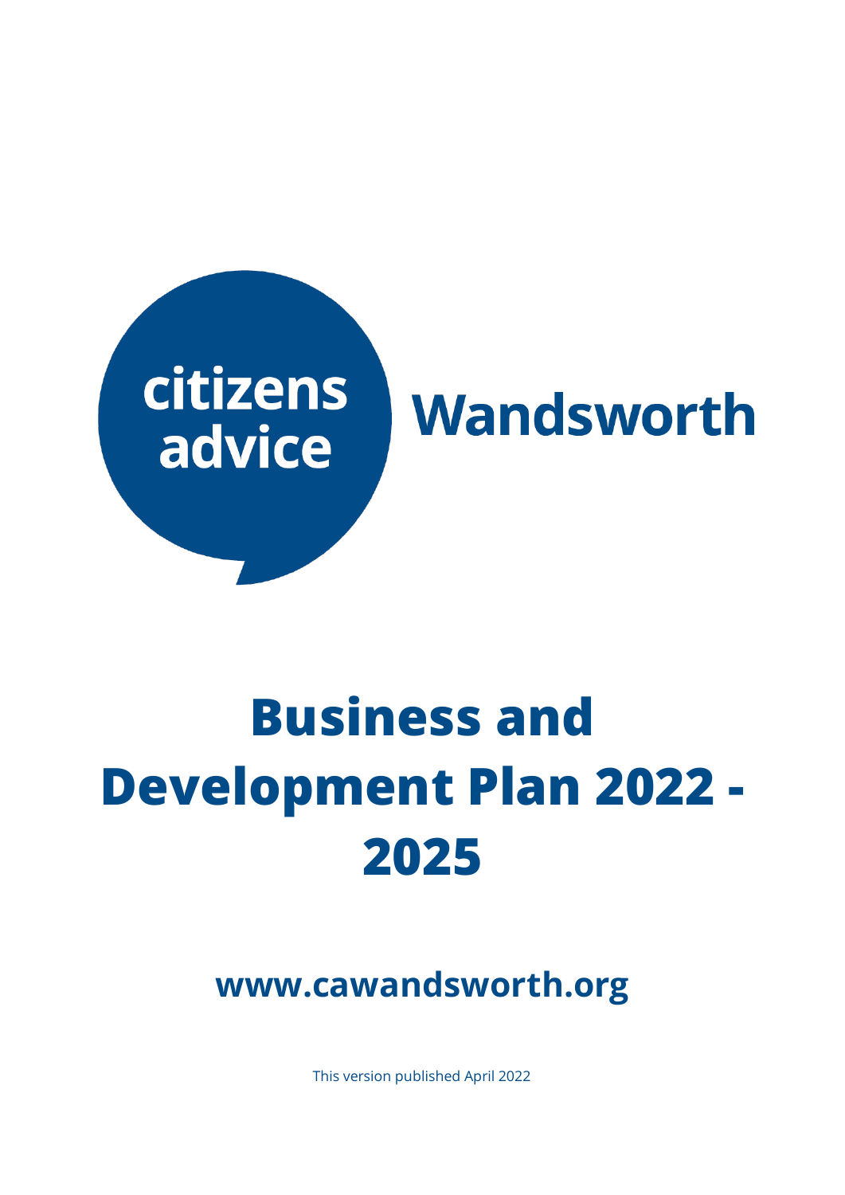citizens advice Wandsworth

# Business and Development Plan 2022 - 2025

**www.cawandsworth.org**

This version published April 2022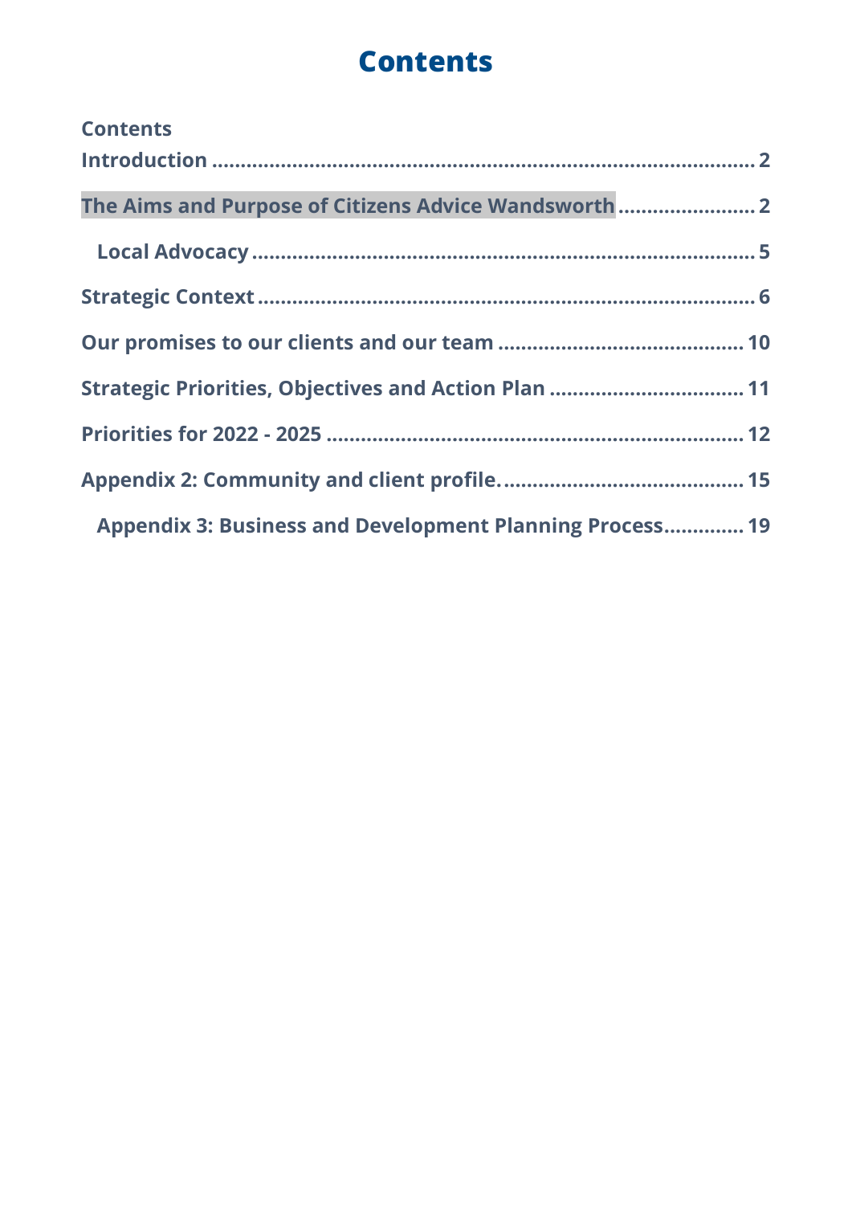# Contents

**Contents**

- **Introduction** ........ 2
- **The Aims and Purpose of Citizens Advice Wandsworth** ........ 2
  - **Local Advocacy** ........ 5
- **Strategic Context** ........ 6
- **Our promises to our clients and our team** ........ 10
- **Strategic Priorities, Objectives and Action Plan** ........ 11
- **Priorities for 2022 - 2025** ........ 12
- **Appendix 2: Community and client profile.** ........ 15
  - **Appendix 3: Business and Development Planning Process** ........ 19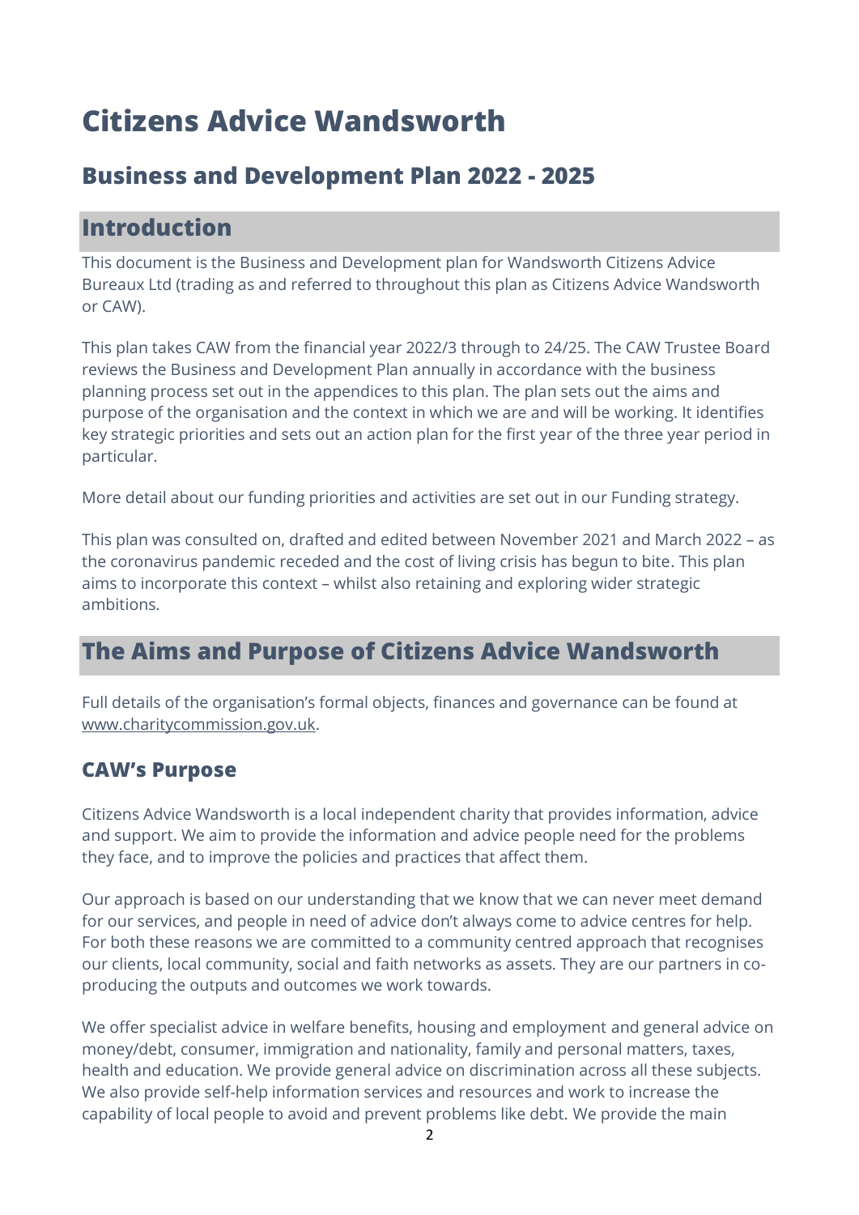// Citizens Advice Wandsworth

## Business and Development Plan 2022 - 2025

## Introduction

This document is the Business and Development plan for Wandsworth Citizens Advice Bureaux Ltd (trading as and referred to throughout this plan as Citizens Advice Wandsworth or CAW).

This plan takes CAW from the financial year 2022/3 through to 24/25. The CAW Trustee Board reviews the Business and Development Plan annually in accordance with the business planning process set out in the appendices to this plan. The plan sets out the aims and purpose of the organisation and the context in which we are and will be working. It identifies key strategic priorities and sets out an action plan for the first year of the three year period in particular.

More detail about our funding priorities and activities are set out in our Funding strategy.

This plan was consulted on, drafted and edited between November 2021 and March 2022 – as the coronavirus pandemic receded and the cost of living crisis has begun to bite. This plan aims to incorporate this context – whilst also retaining and exploring wider strategic ambitions.

## The Aims and Purpose of Citizens Advice Wandsworth

Full details of the organisation's formal objects, finances and governance can be found at www.charitycommission.gov.uk.

### CAW's Purpose

Citizens Advice Wandsworth is a local independent charity that provides information, advice and support. We aim to provide the information and advice people need for the problems they face, and to improve the policies and practices that affect them.

Our approach is based on our understanding that we know that we can never meet demand for our services, and people in need of advice don't always come to advice centres for help. For both these reasons we are committed to a community centred approach that recognises our clients, local community, social and faith networks as assets. They are our partners in co-producing the outputs and outcomes we work towards.

We offer specialist advice in welfare benefits, housing and employment and general advice on money/debt, consumer, immigration and nationality, family and personal matters, taxes, health and education. We provide general advice on discrimination across all these subjects. We also provide self-help information services and resources and work to increase the capability of local people to avoid and prevent problems like debt. We provide the main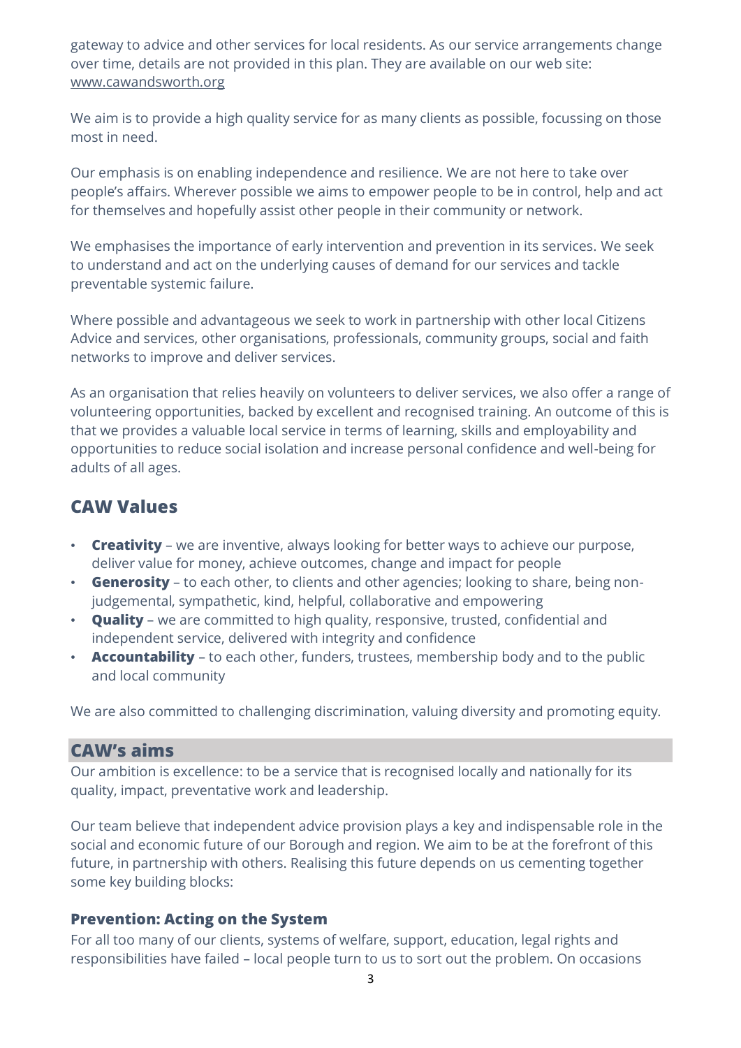gateway to advice and other services for local residents. As our service arrangements change over time, details are not provided in this plan. They are available on our web site: www.cawandsworth.org

We aim is to provide a high quality service for as many clients as possible, focussing on those most in need.

Our emphasis is on enabling independence and resilience. We are not here to take over people's affairs. Wherever possible we aims to empower people to be in control, help and act for themselves and hopefully assist other people in their community or network.

We emphasises the importance of early intervention and prevention in its services. We seek to understand and act on the underlying causes of demand for our services and tackle preventable systemic failure.

Where possible and advantageous we seek to work in partnership with other local Citizens Advice and services, other organisations, professionals, community groups, social and faith networks to improve and deliver services.

As an organisation that relies heavily on volunteers to deliver services, we also offer a range of volunteering opportunities, backed by excellent and recognised training. An outcome of this is that we provides a valuable local service in terms of learning, skills and employability and opportunities to reduce social isolation and increase personal confidence and well-being for adults of all ages.

## CAW Values

- **Creativity** – we are inventive, always looking for better ways to achieve our purpose, deliver value for money, achieve outcomes, change and impact for people
- **Generosity** – to each other, to clients and other agencies; looking to share, being non-judgemental, sympathetic, kind, helpful, collaborative and empowering
- **Quality** – we are committed to high quality, responsive, trusted, confidential and independent service, delivered with integrity and confidence
- **Accountability** – to each other, funders, trustees, membership body and to the public and local community

We are also committed to challenging discrimination, valuing diversity and promoting equity.

## CAW's aims

Our ambition is excellence: to be a service that is recognised locally and nationally for its quality, impact, preventative work and leadership.

Our team believe that independent advice provision plays a key and indispensable role in the social and economic future of our Borough and region. We aim to be at the forefront of this future, in partnership with others. Realising this future depends on us cementing together some key building blocks:

### Prevention: Acting on the System

For all too many of our clients, systems of welfare, support, education, legal rights and responsibilities have failed – local people turn to us to sort out the problem. On occasions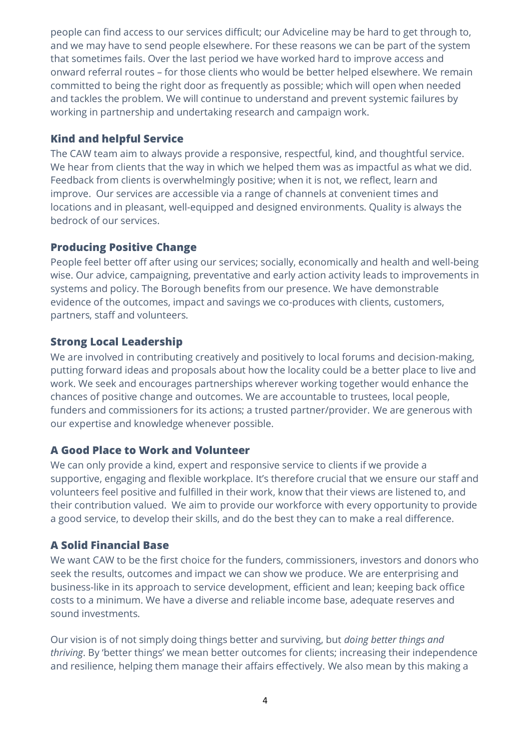people can find access to our services difficult; our Adviceline may be hard to get through to, and we may have to send people elsewhere. For these reasons we can be part of the system that sometimes fails. Over the last period we have worked hard to improve access and onward referral routes – for those clients who would be better helped elsewhere. We remain committed to being the right door as frequently as possible; which will open when needed and tackles the problem. We will continue to understand and prevent systemic failures by working in partnership and undertaking research and campaign work.

### Kind and helpful Service

The CAW team aim to always provide a responsive, respectful, kind, and thoughtful service. We hear from clients that the way in which we helped them was as impactful as what we did. Feedback from clients is overwhelmingly positive; when it is not, we reflect, learn and improve. Our services are accessible via a range of channels at convenient times and locations and in pleasant, well-equipped and designed environments. Quality is always the bedrock of our services.

### Producing Positive Change

People feel better off after using our services; socially, economically and health and well-being wise. Our advice, campaigning, preventative and early action activity leads to improvements in systems and policy. The Borough benefits from our presence. We have demonstrable evidence of the outcomes, impact and savings we co-produces with clients, customers, partners, staff and volunteers.

### Strong Local Leadership

We are involved in contributing creatively and positively to local forums and decision-making, putting forward ideas and proposals about how the locality could be a better place to live and work. We seek and encourages partnerships wherever working together would enhance the chances of positive change and outcomes. We are accountable to trustees, local people, funders and commissioners for its actions; a trusted partner/provider. We are generous with our expertise and knowledge whenever possible.

### A Good Place to Work and Volunteer

We can only provide a kind, expert and responsive service to clients if we provide a supportive, engaging and flexible workplace. It's therefore crucial that we ensure our staff and volunteers feel positive and fulfilled in their work, know that their views are listened to, and their contribution valued. We aim to provide our workforce with every opportunity to provide a good service, to develop their skills, and do the best they can to make a real difference.

### A Solid Financial Base

We want CAW to be the first choice for the funders, commissioners, investors and donors who seek the results, outcomes and impact we can show we produce. We are enterprising and business-like in its approach to service development, efficient and lean; keeping back office costs to a minimum. We have a diverse and reliable income base, adequate reserves and sound investments.

Our vision is of not simply doing things better and surviving, but *doing better things and thriving*. By 'better things' we mean better outcomes for clients; increasing their independence and resilience, helping them manage their affairs effectively. We also mean by this making a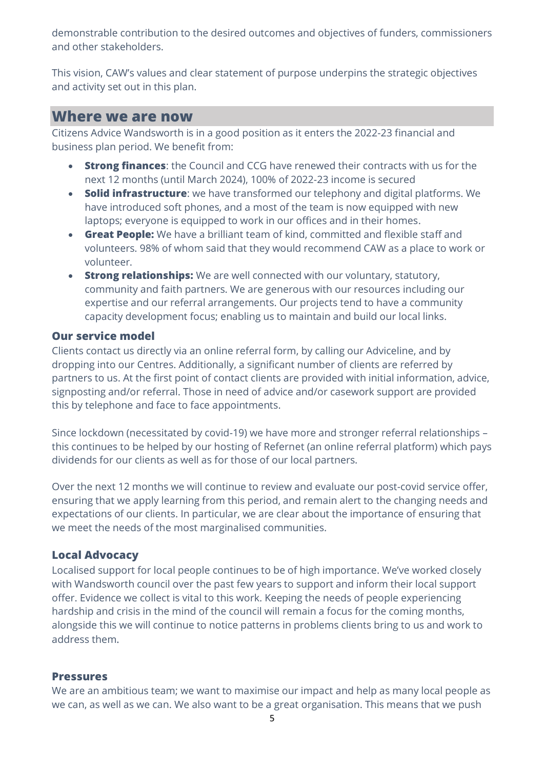demonstrable contribution to the desired outcomes and objectives of funders, commissioners and other stakeholders.

This vision, CAW's values and clear statement of purpose underpins the strategic objectives and activity set out in this plan.

## Where we are now

Citizens Advice Wandsworth is in a good position as it enters the 2022-23 financial and business plan period. We benefit from:

- **Strong finances**: the Council and CCG have renewed their contracts with us for the next 12 months (until March 2024), 100% of 2022-23 income is secured
- **Solid infrastructure**: we have transformed our telephony and digital platforms. We have introduced soft phones, and a most of the team is now equipped with new laptops; everyone is equipped to work in our offices and in their homes.
- **Great People:** We have a brilliant team of kind, committed and flexible staff and volunteers. 98% of whom said that they would recommend CAW as a place to work or volunteer.
- **Strong relationships:** We are well connected with our voluntary, statutory, community and faith partners. We are generous with our resources including our expertise and our referral arrangements. Our projects tend to have a community capacity development focus; enabling us to maintain and build our local links.

### Our service model

Clients contact us directly via an online referral form, by calling our Adviceline, and by dropping into our Centres. Additionally, a significant number of clients are referred by partners to us. At the first point of contact clients are provided with initial information, advice, signposting and/or referral. Those in need of advice and/or casework support are provided this by telephone and face to face appointments.

Since lockdown (necessitated by covid-19) we have more and stronger referral relationships – this continues to be helped by our hosting of Refernet (an online referral platform) which pays dividends for our clients as well as for those of our local partners.

Over the next 12 months we will continue to review and evaluate our post-covid service offer, ensuring that we apply learning from this period, and remain alert to the changing needs and expectations of our clients. In particular, we are clear about the importance of ensuring that we meet the needs of the most marginalised communities.

### Local Advocacy

Localised support for local people continues to be of high importance. We've worked closely with Wandsworth council over the past few years to support and inform their local support offer. Evidence we collect is vital to this work. Keeping the needs of people experiencing hardship and crisis in the mind of the council will remain a focus for the coming months, alongside this we will continue to notice patterns in problems clients bring to us and work to address them.

### Pressures

We are an ambitious team; we want to maximise our impact and help as many local people as we can, as well as we can. We also want to be a great organisation. This means that we push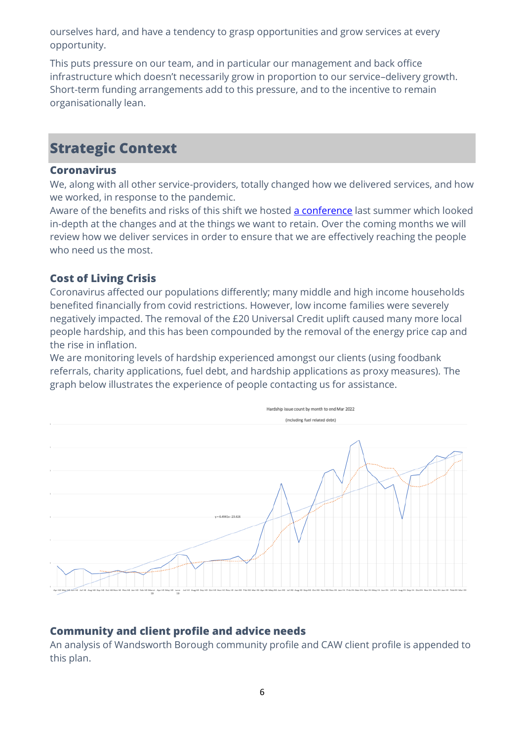ourselves hard, and have a tendency to grasp opportunities and grow services at every opportunity.

This puts pressure on our team, and in particular our management and back office infrastructure which doesn't necessarily grow in proportion to our service–delivery growth. Short-term funding arrangements add to this pressure, and to the incentive to remain organisationally lean.

## Strategic Context

### Coronavirus

We, along with all other service-providers, totally changed how we delivered services, and how we worked, in response to the pandemic.
Aware of the benefits and risks of this shift we hosted a conference last summer which looked in-depth at the changes and at the things we want to retain. Over the coming months we will review how we deliver services in order to ensure that we are effectively reaching the people who need us the most.

### Cost of Living Crisis

Coronavirus affected our populations differently; many middle and high income households benefited financially from covid restrictions. However, low income families were severely negatively impacted. The removal of the £20 Universal Credit uplift caused many more local people hardship, and this has been compounded by the removal of the energy price cap and the rise in inflation.
We are monitoring levels of hardship experienced amongst our clients (using foodbank referrals, charity applications, fuel debt, and hardship applications as proxy measures). The graph below illustrates the experience of people contacting us for assistance.

Hardship issue count by month to end Mar 2022

(including fuel related debt)

### Community and client profile and advice needs

An analysis of Wandsworth Borough community profile and CAW client profile is appended to this plan.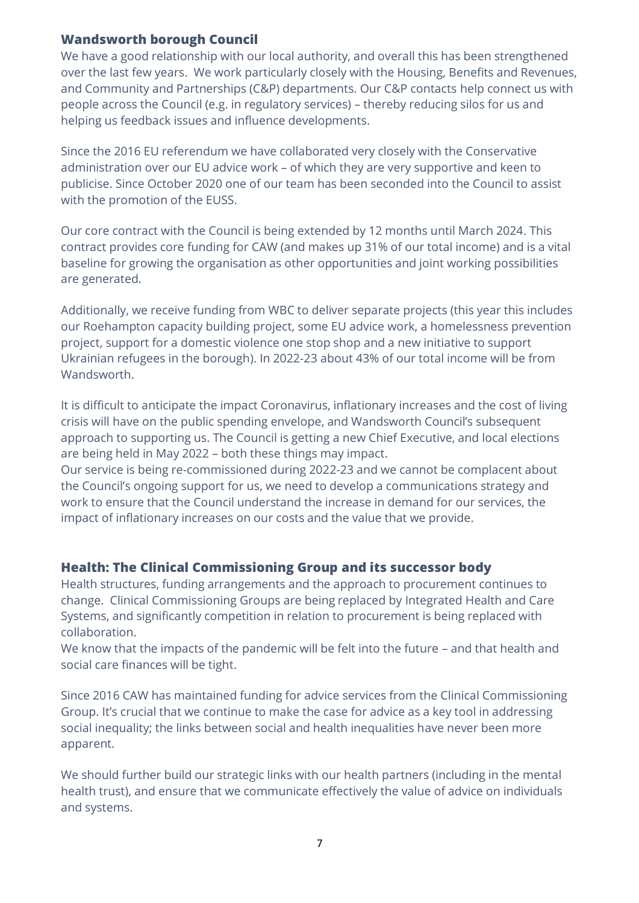### Wandsworth borough Council

We have a good relationship with our local authority, and overall this has been strengthened over the last few years. We work particularly closely with the Housing, Benefits and Revenues, and Community and Partnerships (C&P) departments. Our C&P contacts help connect us with people across the Council (e.g. in regulatory services) – thereby reducing silos for us and helping us feedback issues and influence developments.

Since the 2016 EU referendum we have collaborated very closely with the Conservative administration over our EU advice work – of which they are very supportive and keen to publicise. Since October 2020 one of our team has been seconded into the Council to assist with the promotion of the EUSS.

Our core contract with the Council is being extended by 12 months until March 2024. This contract provides core funding for CAW (and makes up 31% of our total income) and is a vital baseline for growing the organisation as other opportunities and joint working possibilities are generated.

Additionally, we receive funding from WBC to deliver separate projects (this year this includes our Roehampton capacity building project, some EU advice work, a homelessness prevention project, support for a domestic violence one stop shop and a new initiative to support Ukrainian refugees in the borough). In 2022-23 about 43% of our total income will be from Wandsworth.

It is difficult to anticipate the impact Coronavirus, inflationary increases and the cost of living crisis will have on the public spending envelope, and Wandsworth Council's subsequent approach to supporting us. The Council is getting a new Chief Executive, and local elections are being held in May 2022 – both these things may impact.
Our service is being re-commissioned during 2022-23 and we cannot be complacent about the Council's ongoing support for us, we need to develop a communications strategy and work to ensure that the Council understand the increase in demand for our services, the impact of inflationary increases on our costs and the value that we provide.

### Health: The Clinical Commissioning Group and its successor body

Health structures, funding arrangements and the approach to procurement continues to change. Clinical Commissioning Groups are being replaced by Integrated Health and Care Systems, and significantly competition in relation to procurement is being replaced with collaboration.
We know that the impacts of the pandemic will be felt into the future – and that health and social care finances will be tight.

Since 2016 CAW has maintained funding for advice services from the Clinical Commissioning Group. It's crucial that we continue to make the case for advice as a key tool in addressing social inequality; the links between social and health inequalities have never been more apparent.

We should further build our strategic links with our health partners (including in the mental health trust), and ensure that we communicate effectively the value of advice on individuals and systems.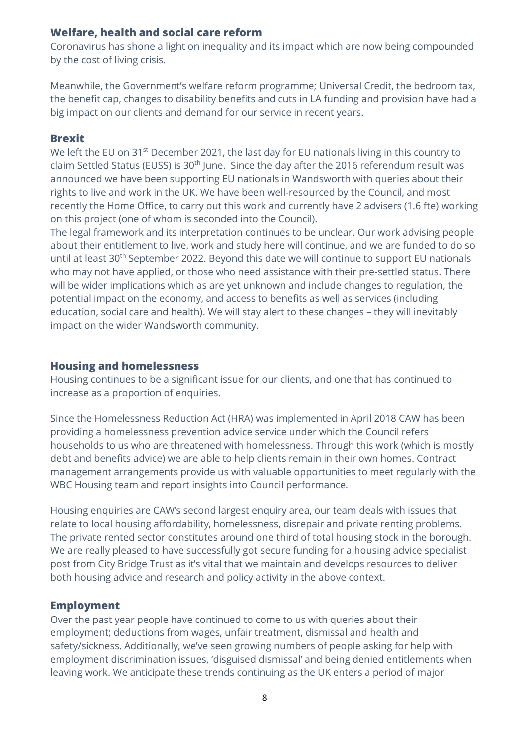### Welfare, health and social care reform

Coronavirus has shone a light on inequality and its impact which are now being compounded by the cost of living crisis.

Meanwhile, the Government's welfare reform programme; Universal Credit, the bedroom tax, the benefit cap, changes to disability benefits and cuts in LA funding and provision have had a big impact on our clients and demand for our service in recent years.

### Brexit

We left the EU on 31st December 2021, the last day for EU nationals living in this country to claim Settled Status (EUSS) is 30th June. Since the day after the 2016 referendum result was announced we have been supporting EU nationals in Wandsworth with queries about their rights to live and work in the UK. We have been well-resourced by the Council, and most recently the Home Office, to carry out this work and currently have 2 advisers (1.6 fte) working on this project (one of whom is seconded into the Council).
The legal framework and its interpretation continues to be unclear. Our work advising people about their entitlement to live, work and study here will continue, and we are funded to do so until at least 30th September 2022. Beyond this date we will continue to support EU nationals who may not have applied, or those who need assistance with their pre-settled status. There will be wider implications which as are yet unknown and include changes to regulation, the potential impact on the economy, and access to benefits as well as services (including education, social care and health). We will stay alert to these changes – they will inevitably impact on the wider Wandsworth community.

### Housing and homelessness

Housing continues to be a significant issue for our clients, and one that has continued to increase as a proportion of enquiries.

Since the Homelessness Reduction Act (HRA) was implemented in April 2018 CAW has been providing a homelessness prevention advice service under which the Council refers households to us who are threatened with homelessness. Through this work (which is mostly debt and benefits advice) we are able to help clients remain in their own homes. Contract management arrangements provide us with valuable opportunities to meet regularly with the WBC Housing team and report insights into Council performance.

Housing enquiries are CAW's second largest enquiry area, our team deals with issues that relate to local housing affordability, homelessness, disrepair and private renting problems. The private rented sector constitutes around one third of total housing stock in the borough. We are really pleased to have successfully got secure funding for a housing advice specialist post from City Bridge Trust as it's vital that we maintain and develops resources to deliver both housing advice and research and policy activity in the above context.

### Employment

Over the past year people have continued to come to us with queries about their employment; deductions from wages, unfair treatment, dismissal and health and safety/sickness. Additionally, we've seen growing numbers of people asking for help with employment discrimination issues, 'disguised dismissal' and being denied entitlements when leaving work. We anticipate these trends continuing as the UK enters a period of major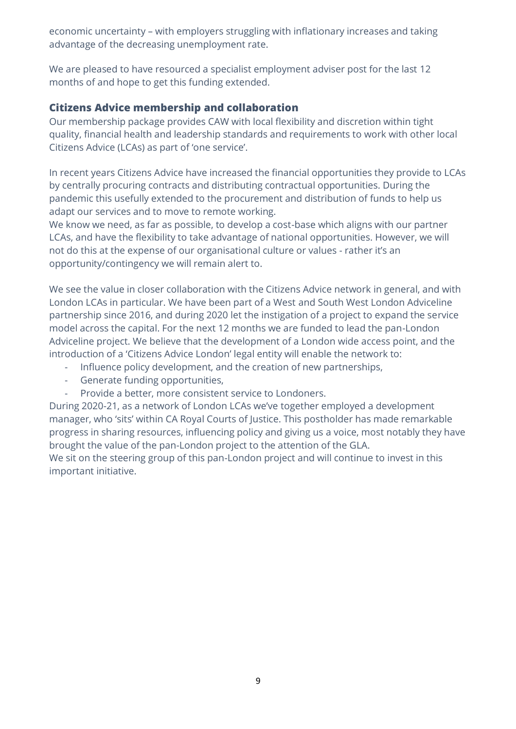economic uncertainty – with employers struggling with inflationary increases and taking advantage of the decreasing unemployment rate.

We are pleased to have resourced a specialist employment adviser post for the last 12 months of and hope to get this funding extended.

### Citizens Advice membership and collaboration

Our membership package provides CAW with local flexibility and discretion within tight quality, financial health and leadership standards and requirements to work with other local Citizens Advice (LCAs) as part of 'one service'.

In recent years Citizens Advice have increased the financial opportunities they provide to LCAs by centrally procuring contracts and distributing contractual opportunities. During the pandemic this usefully extended to the procurement and distribution of funds to help us adapt our services and to move to remote working.
We know we need, as far as possible, to develop a cost-base which aligns with our partner LCAs, and have the flexibility to take advantage of national opportunities. However, we will not do this at the expense of our organisational culture or values - rather it's an opportunity/contingency we will remain alert to.

We see the value in closer collaboration with the Citizens Advice network in general, and with London LCAs in particular. We have been part of a West and South West London Adviceline partnership since 2016, and during 2020 let the instigation of a project to expand the service model across the capital. For the next 12 months we are funded to lead the pan-London Adviceline project. We believe that the development of a London wide access point, and the introduction of a 'Citizens Advice London' legal entity will enable the network to:

- Influence policy development, and the creation of new partnerships,
- Generate funding opportunities,
- Provide a better, more consistent service to Londoners.

During 2020-21, as a network of London LCAs we've together employed a development manager, who 'sits' within CA Royal Courts of Justice. This postholder has made remarkable progress in sharing resources, influencing policy and giving us a voice, most notably they have brought the value of the pan-London project to the attention of the GLA.
We sit on the steering group of this pan-London project and will continue to invest in this important initiative.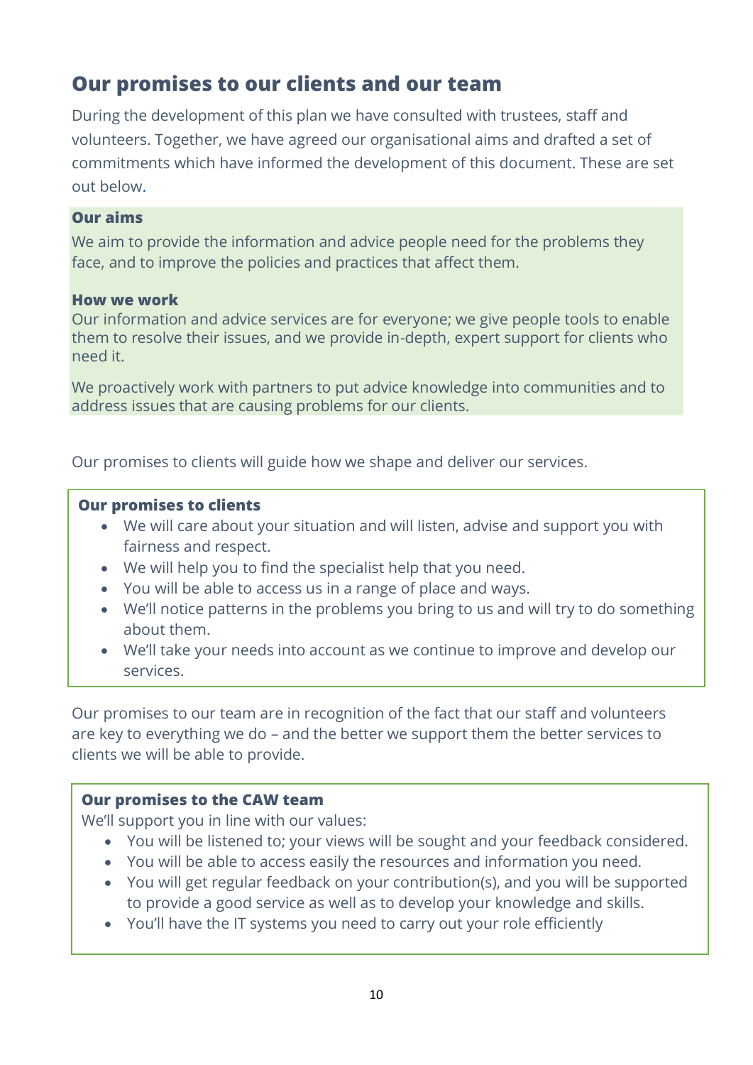## Our promises to our clients and our team

During the development of this plan we have consulted with trustees, staff and volunteers. Together, we have agreed our organisational aims and drafted a set of commitments which have informed the development of this document. These are set out below.

**Our aims**

We aim to provide the information and advice people need for the problems they face, and to improve the policies and practices that affect them.

**How we work**

Our information and advice services are for everyone; we give people tools to enable them to resolve their issues, and we provide in-depth, expert support for clients who need it.

We proactively work with partners to put advice knowledge into communities and to address issues that are causing problems for our clients.

Our promises to clients will guide how we shape and deliver our services.

**Our promises to clients**

- We will care about your situation and will listen, advise and support you with fairness and respect.
- We will help you to find the specialist help that you need.
- You will be able to access us in a range of place and ways.
- We'll notice patterns in the problems you bring to us and will try to do something about them.
- We'll take your needs into account as we continue to improve and develop our services.

Our promises to our team are in recognition of the fact that our staff and volunteers are key to everything we do – and the better we support them the better services to clients we will be able to provide.

**Our promises to the CAW team**

We'll support you in line with our values:

- You will be listened to; your views will be sought and your feedback considered.
- You will be able to access easily the resources and information you need.
- You will get regular feedback on your contribution(s), and you will be supported to provide a good service as well as to develop your knowledge and skills.
- You'll have the IT systems you need to carry out your role efficiently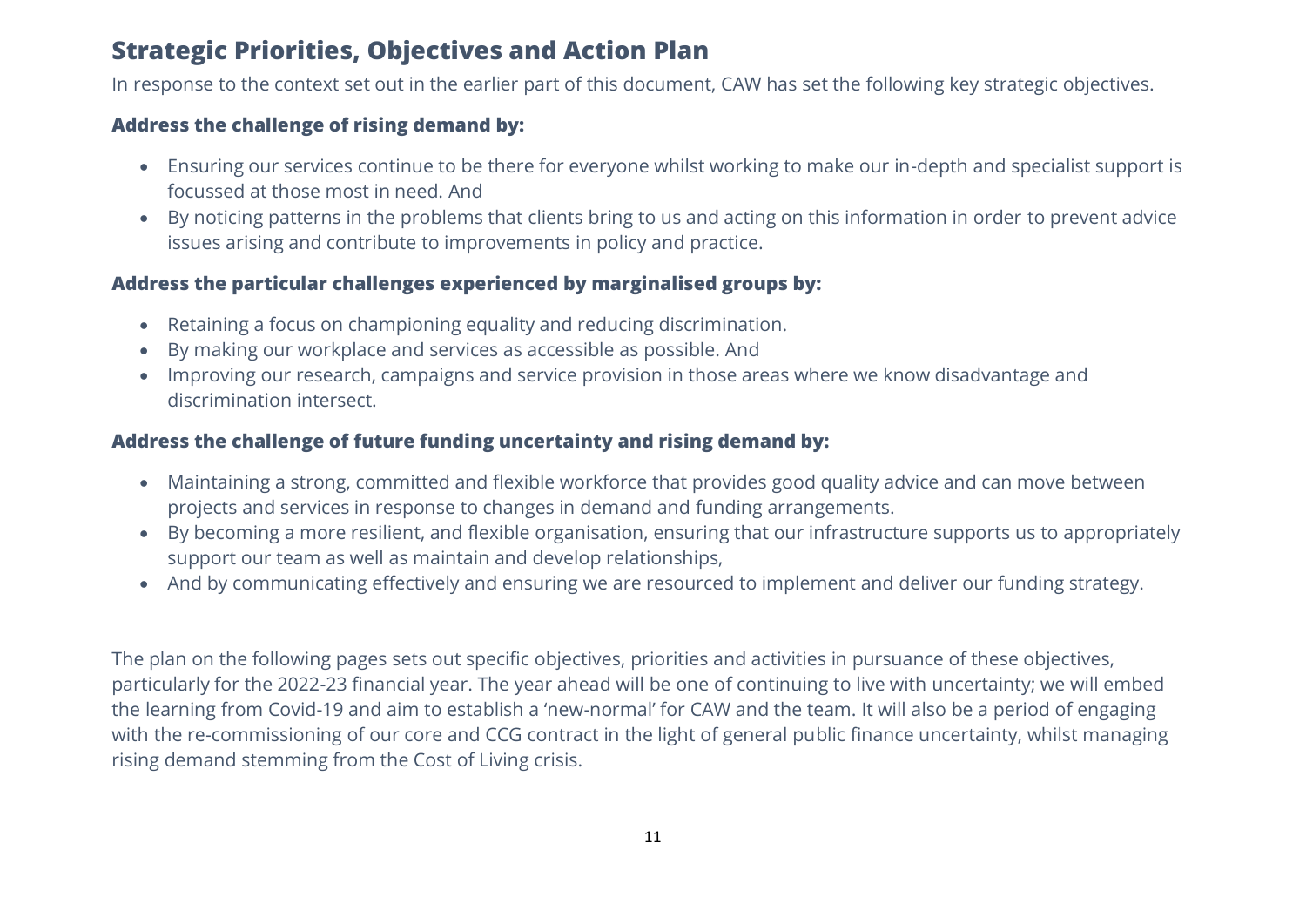## Strategic Priorities, Objectives and Action Plan

In response to the context set out in the earlier part of this document, CAW has set the following key strategic objectives.

**Address the challenge of rising demand by:**

- Ensuring our services continue to be there for everyone whilst working to make our in-depth and specialist support is focussed at those most in need. And
- By noticing patterns in the problems that clients bring to us and acting on this information in order to prevent advice issues arising and contribute to improvements in policy and practice.

**Address the particular challenges experienced by marginalised groups by:**

- Retaining a focus on championing equality and reducing discrimination.
- By making our workplace and services as accessible as possible. And
- Improving our research, campaigns and service provision in those areas where we know disadvantage and discrimination intersect.

**Address the challenge of future funding uncertainty and rising demand by:**

- Maintaining a strong, committed and flexible workforce that provides good quality advice and can move between projects and services in response to changes in demand and funding arrangements.
- By becoming a more resilient, and flexible organisation, ensuring that our infrastructure supports us to appropriately support our team as well as maintain and develop relationships,
- And by communicating effectively and ensuring we are resourced to implement and deliver our funding strategy.

The plan on the following pages sets out specific objectives, priorities and activities in pursuance of these objectives, particularly for the 2022-23 financial year. The year ahead will be one of continuing to live with uncertainty; we will embed the learning from Covid-19 and aim to establish a 'new-normal' for CAW and the team. It will also be a period of engaging with the re-commissioning of our core and CCG contract in the light of general public finance uncertainty, whilst managing rising demand stemming from the Cost of Living crisis.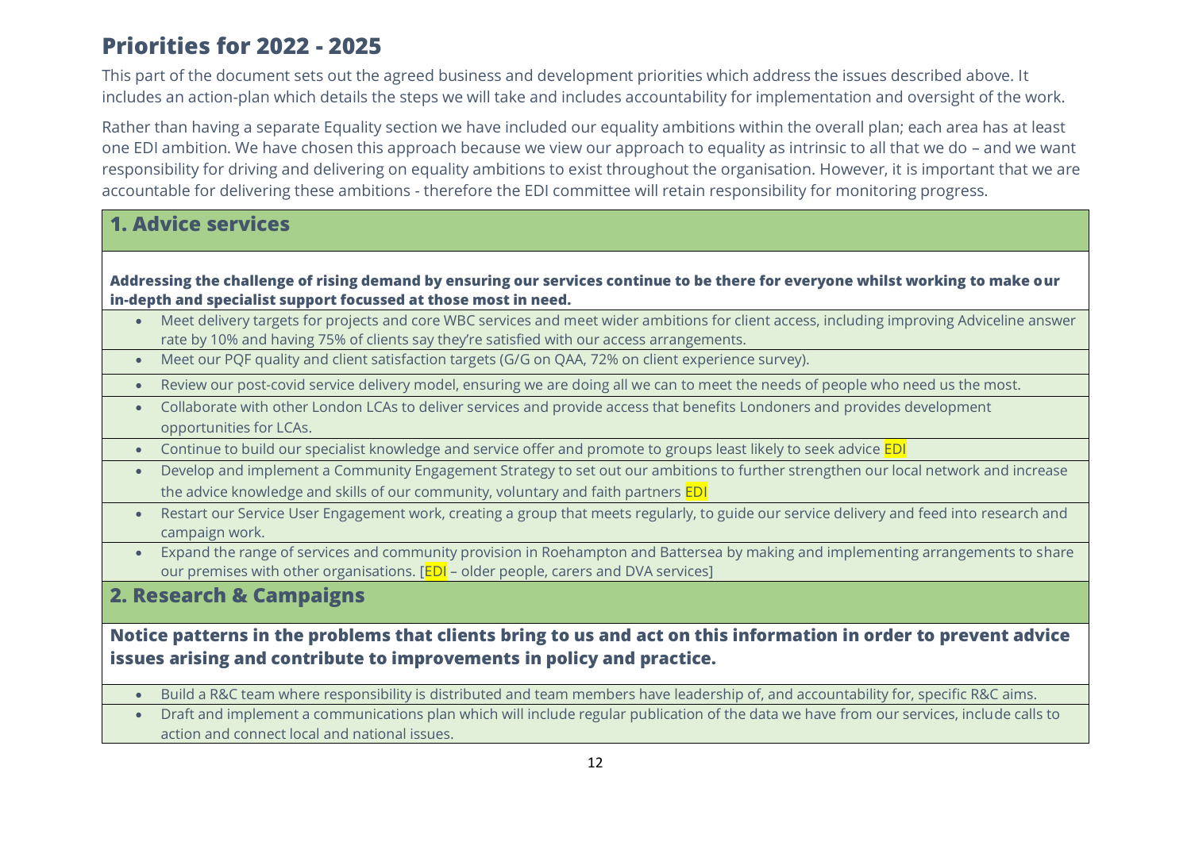## Priorities for 2022 - 2025

This part of the document sets out the agreed business and development priorities which address the issues described above. It includes an action-plan which details the steps we will take and includes accountability for implementation and oversight of the work.

Rather than having a separate Equality section we have included our equality ambitions within the overall plan; each area has at least one EDI ambition. We have chosen this approach because we view our approach to equality as intrinsic to all that we do – and we want responsibility for driving and delivering on equality ambitions to exist throughout the organisation. However, it is important that we are accountable for delivering these ambitions - therefore the EDI committee will retain responsibility for monitoring progress.

### 1. Advice services

**Addressing the challenge of rising demand by ensuring our services continue to be there for everyone whilst working to make our in-depth and specialist support focussed at those most in need.**

- Meet delivery targets for projects and core WBC services and meet wider ambitions for client access, including improving Adviceline answer rate by 10% and having 75% of clients say they're satisfied with our access arrangements.
- Meet our PQF quality and client satisfaction targets (G/G on QAA, 72% on client experience survey).
- Review our post-covid service delivery model, ensuring we are doing all we can to meet the needs of people who need us the most.
- Collaborate with other London LCAs to deliver services and provide access that benefits Londoners and provides development opportunities for LCAs.
- Continue to build our specialist knowledge and service offer and promote to groups least likely to seek advice EDI
- Develop and implement a Community Engagement Strategy to set out our ambitions to further strengthen our local network and increase the advice knowledge and skills of our community, voluntary and faith partners EDI
- Restart our Service User Engagement work, creating a group that meets regularly, to guide our service delivery and feed into research and campaign work.
- Expand the range of services and community provision in Roehampton and Battersea by making and implementing arrangements to share our premises with other organisations. [EDI – older people, carers and DVA services]

### 2. Research & Campaigns

**Notice patterns in the problems that clients bring to us and act on this information in order to prevent advice issues arising and contribute to improvements in policy and practice.**

- Build a R&C team where responsibility is distributed and team members have leadership of, and accountability for, specific R&C aims.
- Draft and implement a communications plan which will include regular publication of the data we have from our services, include calls to action and connect local and national issues.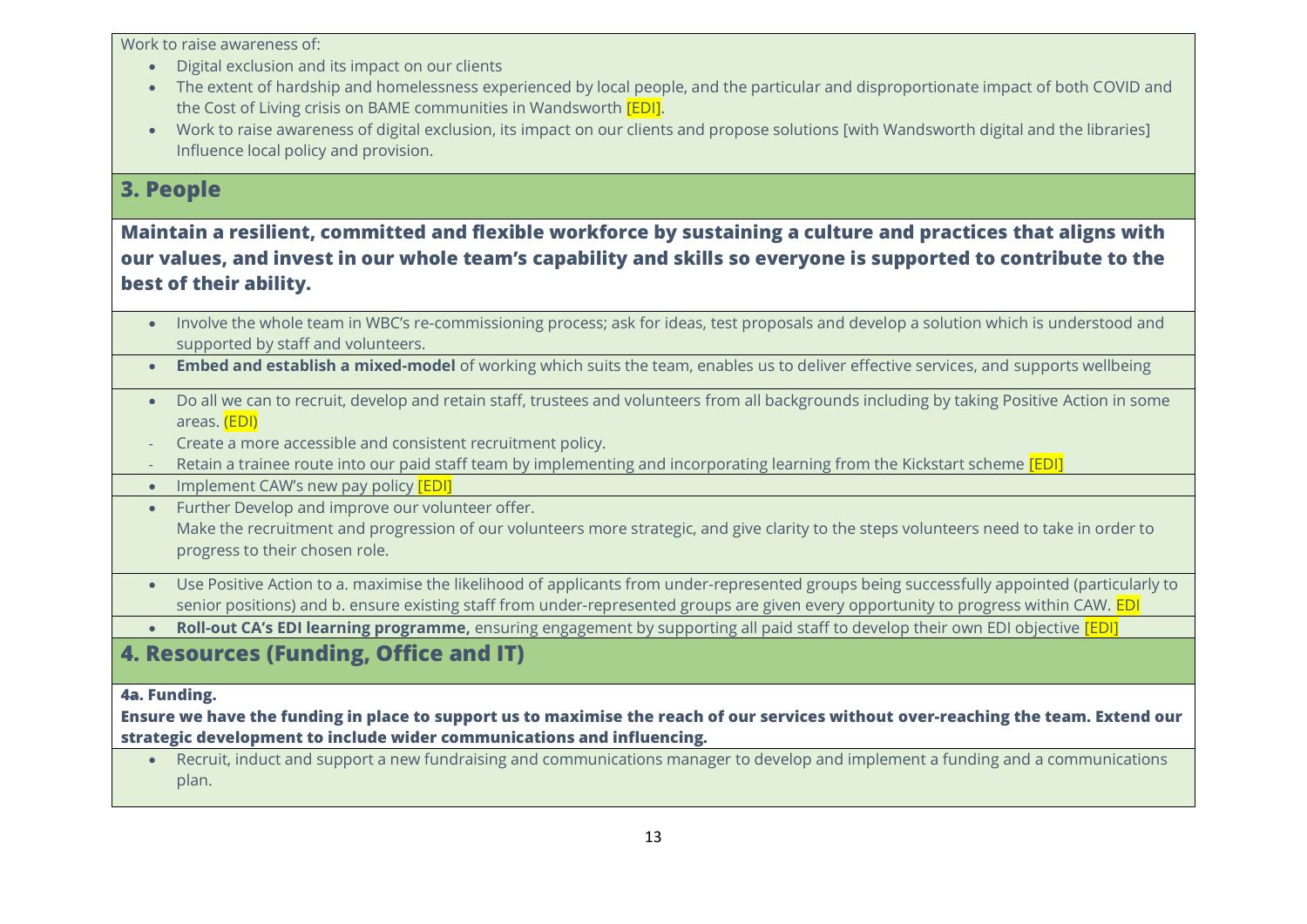Work to raise awareness of:

- Digital exclusion and its impact on our clients
- The extent of hardship and homelessness experienced by local people, and the particular and disproportionate impact of both COVID and the Cost of Living crisis on BAME communities in Wandsworth [EDI].
- Work to raise awareness of digital exclusion, its impact on our clients and propose solutions [with Wandsworth digital and the libraries] Influence local policy and provision.

## 3. People

**Maintain a resilient, committed and flexible workforce by sustaining a culture and practices that aligns with our values, and invest in our whole team's capability and skills so everyone is supported to contribute to the best of their ability.**

- Involve the whole team in WBC's re-commissioning process; ask for ideas, test proposals and develop a solution which is understood and supported by staff and volunteers.
- **Embed and establish a mixed-model** of working which suits the team, enables us to deliver effective services, and supports wellbeing
- Do all we can to recruit, develop and retain staff, trustees and volunteers from all backgrounds including by taking Positive Action in some areas. (EDI)
  - Create a more accessible and consistent recruitment policy.
  - Retain a trainee route into our paid staff team by implementing and incorporating learning from the Kickstart scheme [EDI]
- Implement CAW's new pay policy [EDI]
- Further Develop and improve our volunteer offer.
  Make the recruitment and progression of our volunteers more strategic, and give clarity to the steps volunteers need to take in order to progress to their chosen role.
- Use Positive Action to a. maximise the likelihood of applicants from under-represented groups being successfully appointed (particularly to senior positions) and b. ensure existing staff from under-represented groups are given every opportunity to progress within CAW. EDI
- **Roll-out CA's EDI learning programme,** ensuring engagement by supporting all paid staff to develop their own EDI objective [EDI]

## 4. Resources (Funding, Office and IT)

**4a. Funding.**

**Ensure we have the funding in place to support us to maximise the reach of our services without over-reaching the team. Extend our strategic development to include wider communications and influencing.**

- Recruit, induct and support a new fundraising and communications manager to develop and implement a funding and a communications plan.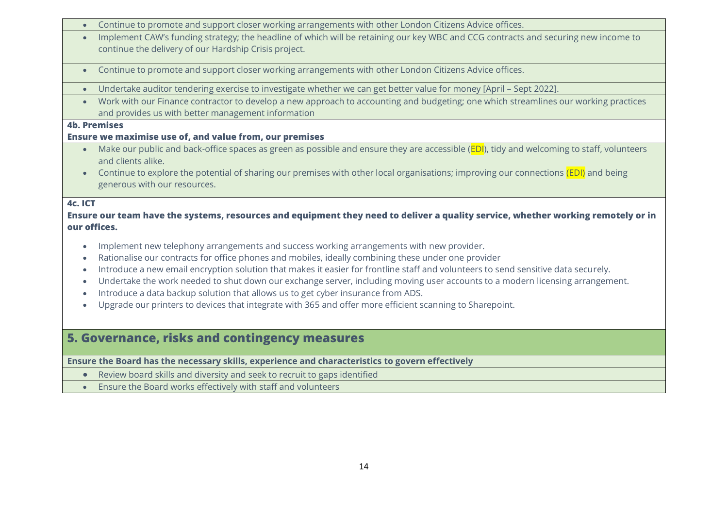- Continue to promote and support closer working arrangements with other London Citizens Advice offices.
- Implement CAW's funding strategy; the headline of which will be retaining our key WBC and CCG contracts and securing new income to continue the delivery of our Hardship Crisis project.
- Continue to promote and support closer working arrangements with other London Citizens Advice offices.
- Undertake auditor tendering exercise to investigate whether we can get better value for money [April – Sept 2022].
- Work with our Finance contractor to develop a new approach to accounting and budgeting; one which streamlines our working practices and provides us with better management information

**4b. Premises**

**Ensure we maximise use of, and value from, our premises**

- Make our public and back-office spaces as green as possible and ensure they are accessible (EDI), tidy and welcoming to staff, volunteers and clients alike.
- Continue to explore the potential of sharing our premises with other local organisations; improving our connections (EDI) and being generous with our resources.

**4c. ICT**

**Ensure our team have the systems, resources and equipment they need to deliver a quality service, whether working remotely or in our offices.**

- Implement new telephony arrangements and success working arrangements with new provider.
- Rationalise our contracts for office phones and mobiles, ideally combining these under one provider
- Introduce a new email encryption solution that makes it easier for frontline staff and volunteers to send sensitive data securely.
- Undertake the work needed to shut down our exchange server, including moving user accounts to a modern licensing arrangement.
- Introduce a data backup solution that allows us to get cyber insurance from ADS.
- Upgrade our printers to devices that integrate with 365 and offer more efficient scanning to Sharepoint.

## 5. Governance, risks and contingency measures

**Ensure the Board has the necessary skills, experience and characteristics to govern effectively**

- Review board skills and diversity and seek to recruit to gaps identified
- Ensure the Board works effectively with staff and volunteers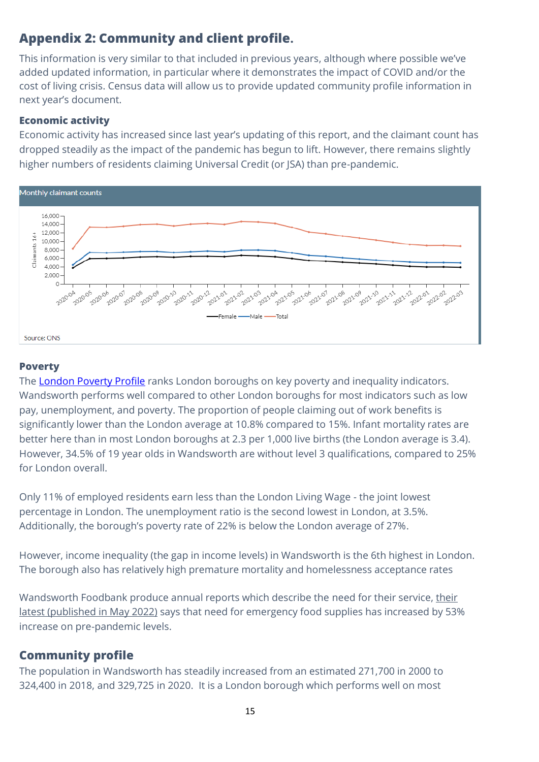## Appendix 2: Community and client profile.

This information is very similar to that included in previous years, although where possible we've added updated information, in particular where it demonstrates the impact of COVID and/or the cost of living crisis. Census data will allow us to provide updated community profile information in next year's document.

### Economic activity

Economic activity has increased since last year's updating of this report, and the claimant count has dropped steadily as the impact of the pandemic has begun to lift. However, there remains slightly higher numbers of residents claiming Universal Credit (or JSA) than pre-pandemic.

Monthly claimant counts

Source: ONS

### Poverty

The London Poverty Profile ranks London boroughs on key poverty and inequality indicators. Wandsworth performs well compared to other London boroughs for most indicators such as low pay, unemployment, and poverty. The proportion of people claiming out of work benefits is significantly lower than the London average at 10.8% compared to 15%. Infant mortality rates are better here than in most London boroughs at 2.3 per 1,000 live births (the London average is 3.4). However, 34.5% of 19 year olds in Wandsworth are without level 3 qualifications, compared to 25% for London overall.

Only 11% of employed residents earn less than the London Living Wage - the joint lowest percentage in London. The unemployment ratio is the second lowest in London, at 3.5%. Additionally, the borough's poverty rate of 22% is below the London average of 27%.

However, income inequality (the gap in income levels) in Wandsworth is the 6th highest in London. The borough also has relatively high premature mortality and homelessness acceptance rates

Wandsworth Foodbank produce annual reports which describe the need for their service, their latest (published in May 2022) says that need for emergency food supplies has increased by 53% increase on pre-pandemic levels.

## Community profile

The population in Wandsworth has steadily increased from an estimated 271,700 in 2000 to 324,400 in 2018, and 329,725 in 2020. It is a London borough which performs well on most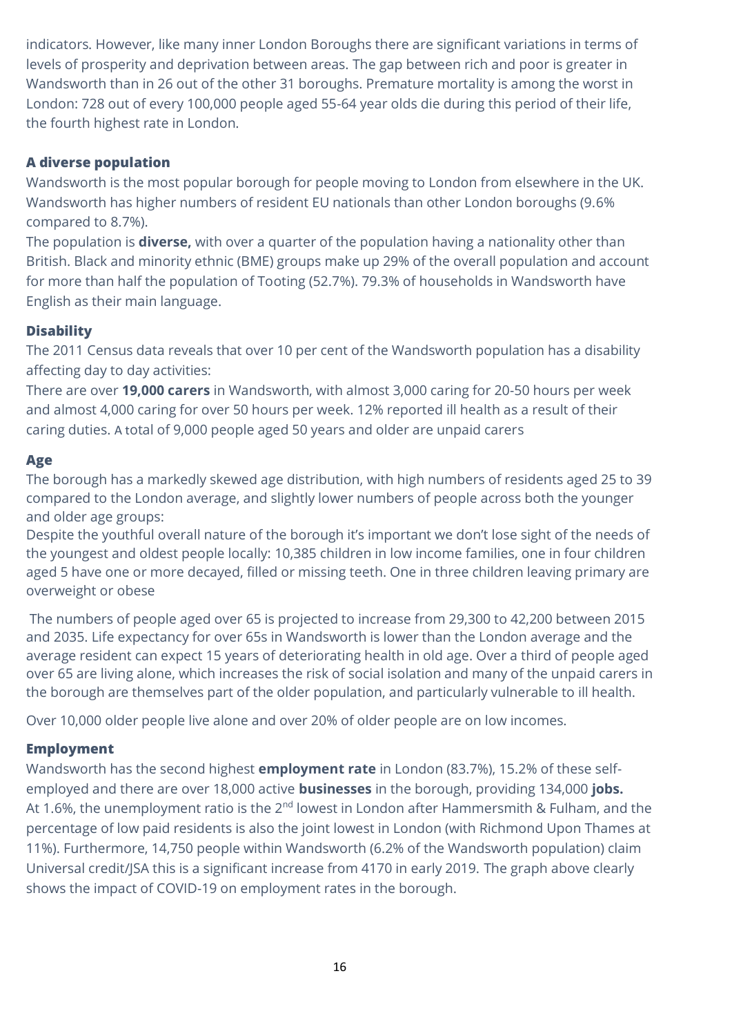indicators. However, like many inner London Boroughs there are significant variations in terms of levels of prosperity and deprivation between areas. The gap between rich and poor is greater in Wandsworth than in 26 out of the other 31 boroughs. Premature mortality is among the worst in London: 728 out of every 100,000 people aged 55-64 year olds die during this period of their life, the fourth highest rate in London.

### A diverse population

Wandsworth is the most popular borough for people moving to London from elsewhere in the UK. Wandsworth has higher numbers of resident EU nationals than other London boroughs (9.6% compared to 8.7%).

The population is **diverse,** with over a quarter of the population having a nationality other than British. Black and minority ethnic (BME) groups make up 29% of the overall population and account for more than half the population of Tooting (52.7%). 79.3% of households in Wandsworth have English as their main language.

### Disability

The 2011 Census data reveals that over 10 per cent of the Wandsworth population has a disability affecting day to day activities:

There are over **19,000 carers** in Wandsworth, with almost 3,000 caring for 20-50 hours per week and almost 4,000 caring for over 50 hours per week. 12% reported ill health as a result of their caring duties. A total of 9,000 people aged 50 years and older are unpaid carers

### Age

The borough has a markedly skewed age distribution, with high numbers of residents aged 25 to 39 compared to the London average, and slightly lower numbers of people across both the younger and older age groups:

Despite the youthful overall nature of the borough it's important we don't lose sight of the needs of the youngest and oldest people locally: 10,385 children in low income families, one in four children aged 5 have one or more decayed, filled or missing teeth. One in three children leaving primary are overweight or obese

The numbers of people aged over 65 is projected to increase from 29,300 to 42,200 between 2015 and 2035. Life expectancy for over 65s in Wandsworth is lower than the London average and the average resident can expect 15 years of deteriorating health in old age. Over a third of people aged over 65 are living alone, which increases the risk of social isolation and many of the unpaid carers in the borough are themselves part of the older population, and particularly vulnerable to ill health.

Over 10,000 older people live alone and over 20% of older people are on low incomes.

### Employment

Wandsworth has the second highest **employment rate** in London (83.7%), 15.2% of these self-employed and there are over 18,000 active **businesses** in the borough, providing 134,000 **jobs.** At 1.6%, the unemployment ratio is the 2nd lowest in London after Hammersmith & Fulham, and the percentage of low paid residents is also the joint lowest in London (with Richmond Upon Thames at 11%). Furthermore, 14,750 people within Wandsworth (6.2% of the Wandsworth population) claim Universal credit/JSA this is a significant increase from 4170 in early 2019. The graph above clearly shows the impact of COVID-19 on employment rates in the borough.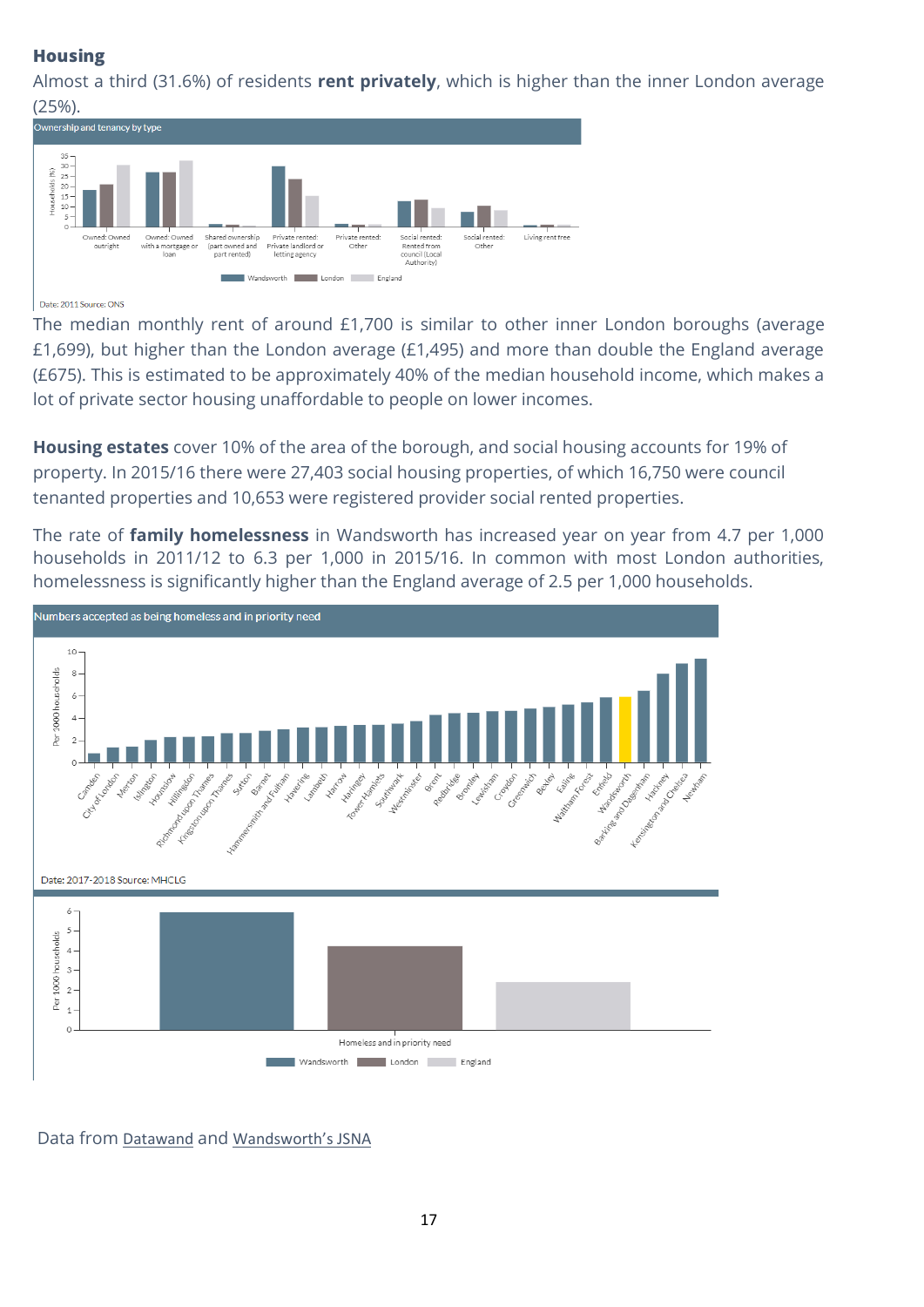**Housing**

Almost a third (31.6%) of residents **rent privately**, which is higher than the inner London average (25%).

Ownership and tenancy by type

Date: 2011 Source: ONS

The median monthly rent of around £1,700 is similar to other inner London boroughs (average £1,699), but higher than the London average (£1,495) and more than double the England average (£675). This is estimated to be approximately 40% of the median household income, which makes a lot of private sector housing unaffordable to people on lower incomes.

**Housing estates** cover 10% of the area of the borough, and social housing accounts for 19% of property. In 2015/16 there were 27,403 social housing properties, of which 16,750 were council tenanted properties and 10,653 were registered provider social rented properties.

The rate of **family homelessness** in Wandsworth has increased year on year from 4.7 per 1,000 households in 2011/12 to 6.3 per 1,000 in 2015/16. In common with most London authorities, homelessness is significantly higher than the England average of 2.5 per 1,000 households.

Numbers accepted as being homeless and in priority need

Date: 2017-2018 Source: MHCLG

Data from Datawand and Wandsworth's JSNA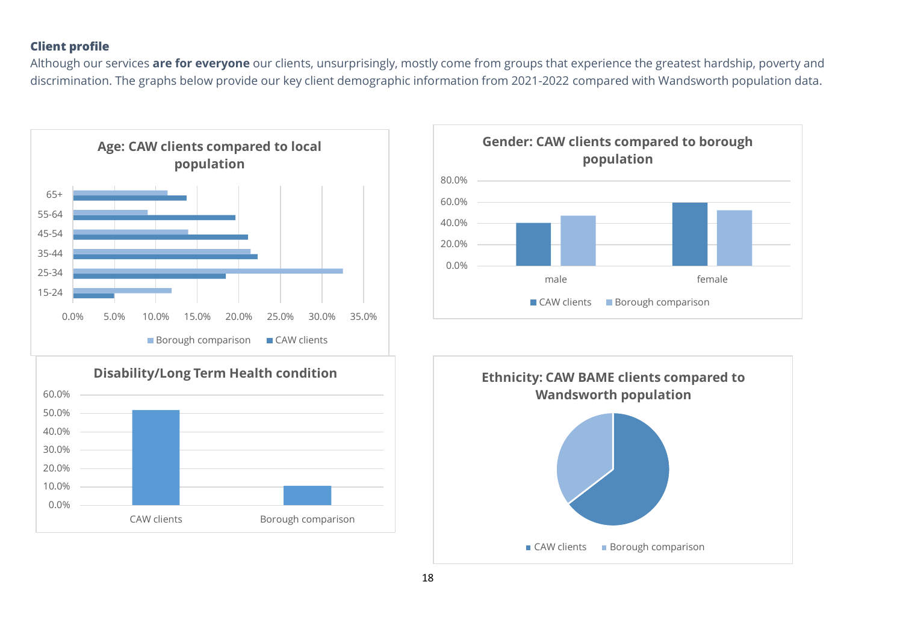**Client profile**

Although our services **are for everyone** our clients, unsurprisingly, mostly come from groups that experience the greatest hardship, poverty and discrimination. The graphs below provide our key client demographic information from 2021-2022 compared with Wandsworth population data.

**Age: CAW clients compared to local population**

**Gender: CAW clients compared to borough population**

**Disability/Long Term Health condition**

**Ethnicity: CAW BAME clients compared to Wandsworth population**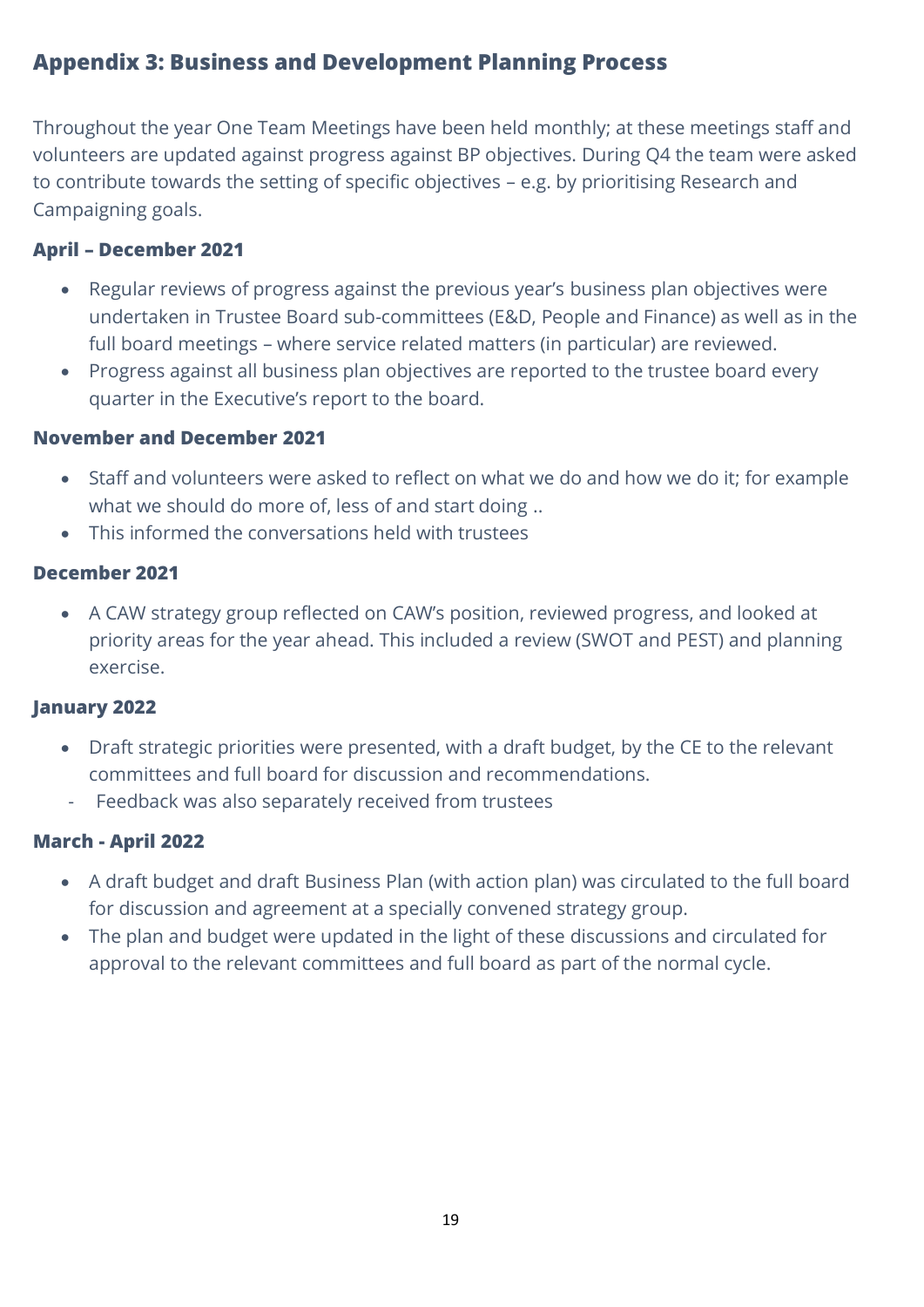## Appendix 3: Business and Development Planning Process

Throughout the year One Team Meetings have been held monthly; at these meetings staff and volunteers are updated against progress against BP objectives. During Q4 the team were asked to contribute towards the setting of specific objectives – e.g. by prioritising Research and Campaigning goals.

### April – December 2021

- Regular reviews of progress against the previous year's business plan objectives were undertaken in Trustee Board sub-committees (E&D, People and Finance) as well as in the full board meetings – where service related matters (in particular) are reviewed.
- Progress against all business plan objectives are reported to the trustee board every quarter in the Executive's report to the board.

### November and December 2021

- Staff and volunteers were asked to reflect on what we do and how we do it; for example what we should do more of, less of and start doing ..
- This informed the conversations held with trustees

### December 2021

- A CAW strategy group reflected on CAW's position, reviewed progress, and looked at priority areas for the year ahead. This included a review (SWOT and PEST) and planning exercise.

### January 2022

- Draft strategic priorities were presented, with a draft budget, by the CE to the relevant committees and full board for discussion and recommendations.
  - Feedback was also separately received from trustees

### March - April 2022

- A draft budget and draft Business Plan (with action plan) was circulated to the full board for discussion and agreement at a specially convened strategy group.
- The plan and budget were updated in the light of these discussions and circulated for approval to the relevant committees and full board as part of the normal cycle.